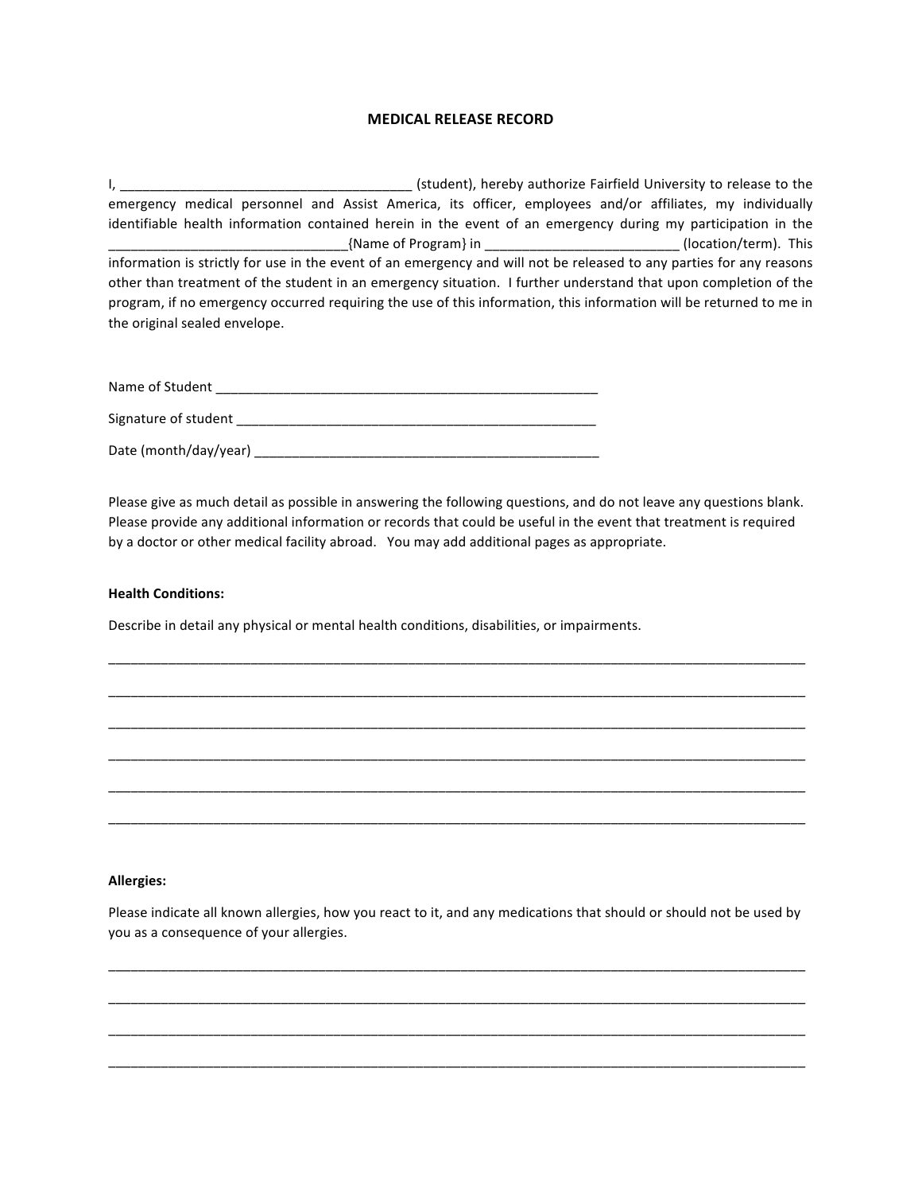# MEDICAL RELEASE RECORD

I, ________________________________________ (student), hereby authorize Fairfield University to release to the emergency medical personnel and Assist America, its officer, employees and/or affiliates, my individually identifiable health information contained herein in the event of an emergency during my participation in the ________________________________{Name of Program} in __________________________ (location/term). This information is strictly for use in the event of an emergency and will not be released to any parties for any reasons other than treatment of the student in an emergency situation. I further understand that upon completion of the program, if no emergency occurred requiring the use of this information, this information will be returned to me in the original sealed envelope.

Name of Student ______________________________________________________

Signature of student ___________________________________________________

Date (month/day/year) _________________________________________________

Please give as much detail as possible in answering the following questions, and do not leave any questions blank. Please provide any additional information or records that could be useful in the event that treatment is required by a doctor or other medical facility abroad. You may add additional pages as appropriate.

**Health Conditions:**

Describe in detail any physical or mental health conditions, disabilities, or impairments.

_____________________________________________________________________________________________

_____________________________________________________________________________________________

_____________________________________________________________________________________________

_____________________________________________________________________________________________

_____________________________________________________________________________________________

_____________________________________________________________________________________________

**Allergies:**

Please indicate all known allergies, how you react to it, and any medications that should or should not be used by you as a consequence of your allergies.

_____________________________________________________________________________________________

_____________________________________________________________________________________________

_____________________________________________________________________________________________

_____________________________________________________________________________________________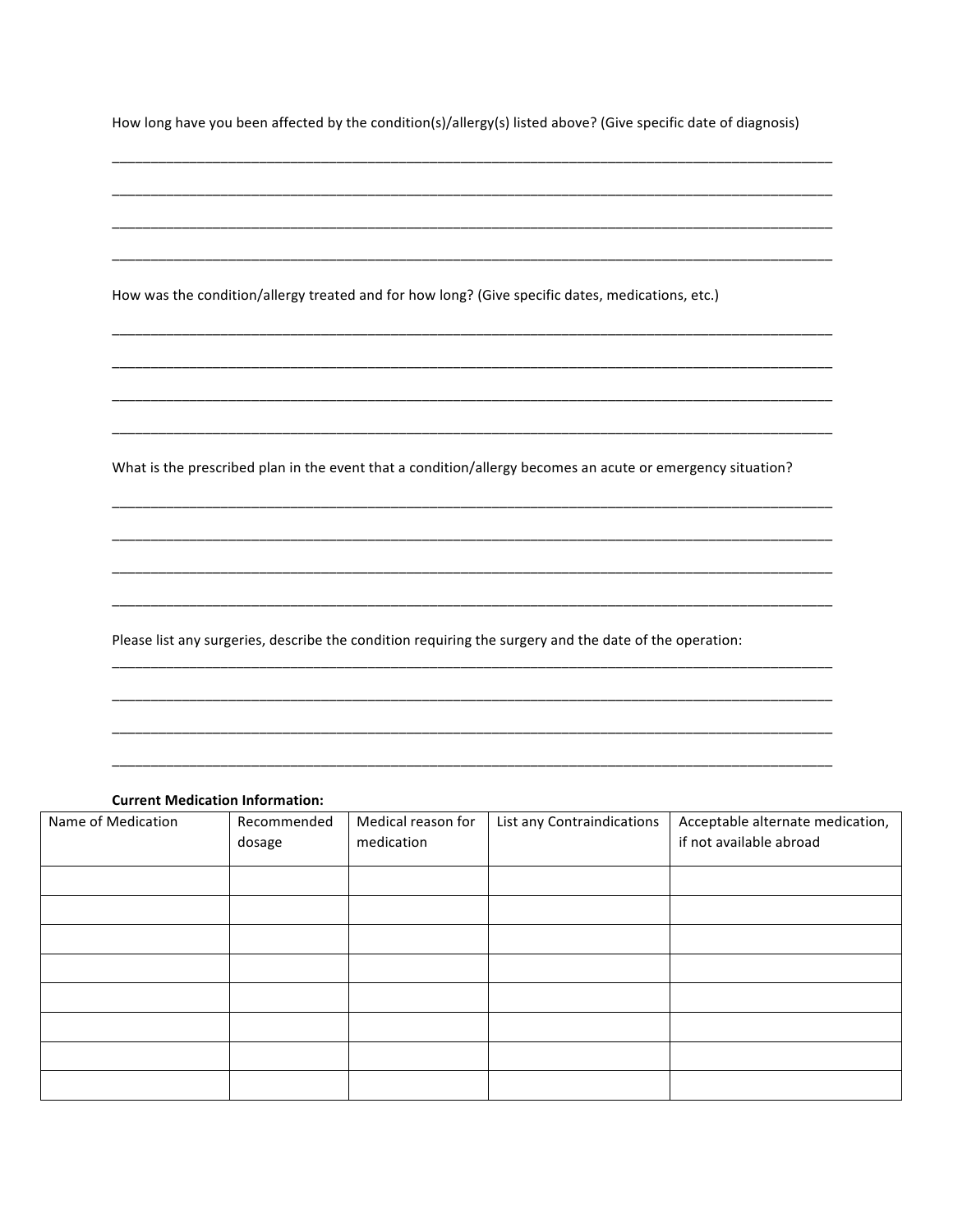How long have you been affected by the condition(s)/allergy(s) listed above? (Give specific date of diagnosis)

____________________________________________________________________________________________

____________________________________________________________________________________________

____________________________________________________________________________________________

____________________________________________________________________________________________

How was the condition/allergy treated and for how long? (Give specific dates, medications, etc.)

____________________________________________________________________________________________

____________________________________________________________________________________________

____________________________________________________________________________________________

____________________________________________________________________________________________

What is the prescribed plan in the event that a condition/allergy becomes an acute or emergency situation?

____________________________________________________________________________________________

____________________________________________________________________________________________

____________________________________________________________________________________________

____________________________________________________________________________________________

Please list any surgeries, describe the condition requiring the surgery and the date of the operation:

____________________________________________________________________________________________

____________________________________________________________________________________________

____________________________________________________________________________________________

____________________________________________________________________________________________

**Current Medication Information:**

| Name of Medication | Recommended dosage | Medical reason for medication | List any Contraindications | Acceptable alternate medication, if not available abroad |
|---|---|---|---|---|
| | | | | |
| | | | | |
| | | | | |
| | | | | |
| | | | | |
| | | | | |
| | | | | |
| | | | | |